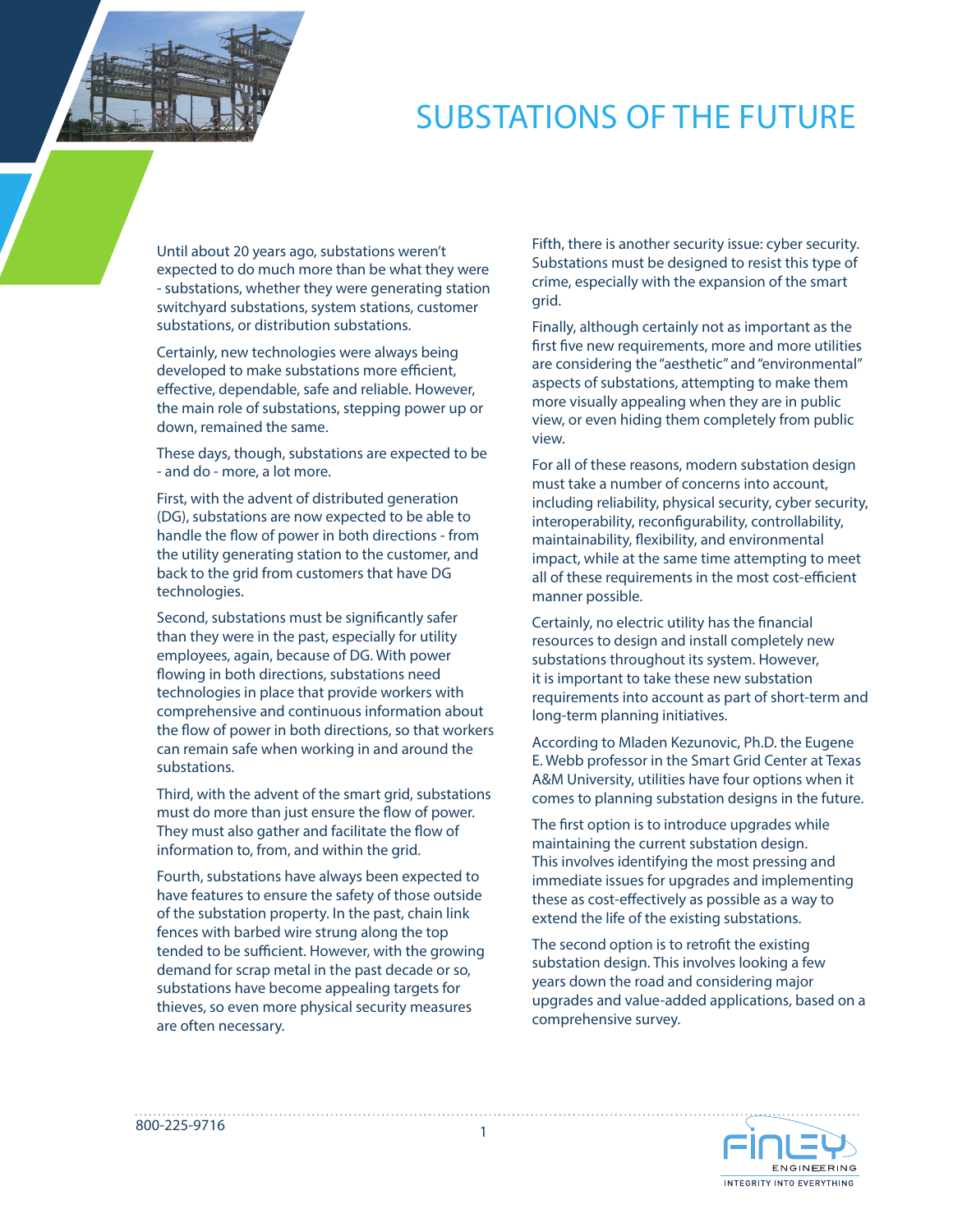# SUBSTATIONS OF THE FUTURE

Until about 20 years ago, substations weren't expected to do much more than be what they were - substations, whether they were generating station switchyard substations, system stations, customer substations, or distribution substations.

Certainly, new technologies were always being developed to make substations more efficient, effective, dependable, safe and reliable. However, the main role of substations, stepping power up or down, remained the same.

These days, though, substations are expected to be - and do - more, a lot more.

First, with the advent of distributed generation (DG), substations are now expected to be able to handle the flow of power in both directions - from the utility generating station to the customer, and back to the grid from customers that have DG technologies.

Second, substations must be significantly safer than they were in the past, especially for utility employees, again, because of DG. With power flowing in both directions, substations need technologies in place that provide workers with comprehensive and continuous information about the flow of power in both directions, so that workers can remain safe when working in and around the substations.

Third, with the advent of the smart grid, substations must do more than just ensure the flow of power. They must also gather and facilitate the flow of information to, from, and within the grid.

Fourth, substations have always been expected to have features to ensure the safety of those outside of the substation property. In the past, chain link fences with barbed wire strung along the top tended to be sufficient. However, with the growing demand for scrap metal in the past decade or so, substations have become appealing targets for thieves, so even more physical security measures are often necessary.

Fifth, there is another security issue: cyber security. Substations must be designed to resist this type of crime, especially with the expansion of the smart grid.

Finally, although certainly not as important as the first five new requirements, more and more utilities are considering the "aesthetic" and "environmental" aspects of substations, attempting to make them more visually appealing when they are in public view, or even hiding them completely from public view.

For all of these reasons, modern substation design must take a number of concerns into account, including reliability, physical security, cyber security, interoperability, reconfigurability, controllability, maintainability, flexibility, and environmental impact, while at the same time attempting to meet all of these requirements in the most cost-efficient manner possible.

Certainly, no electric utility has the financial resources to design and install completely new substations throughout its system. However, it is important to take these new substation requirements into account as part of short-term and long-term planning initiatives.

According to Mladen Kezunovic, Ph.D. the Eugene E. Webb professor in the Smart Grid Center at Texas A&M University, utilities have four options when it comes to planning substation designs in the future.

The first option is to introduce upgrades while maintaining the current substation design. This involves identifying the most pressing and immediate issues for upgrades and implementing these as cost-effectively as possible as a way to extend the life of the existing substations.

The second option is to retrofit the existing substation design. This involves looking a few years down the road and considering major upgrades and value-added applications, based on a comprehensive survey.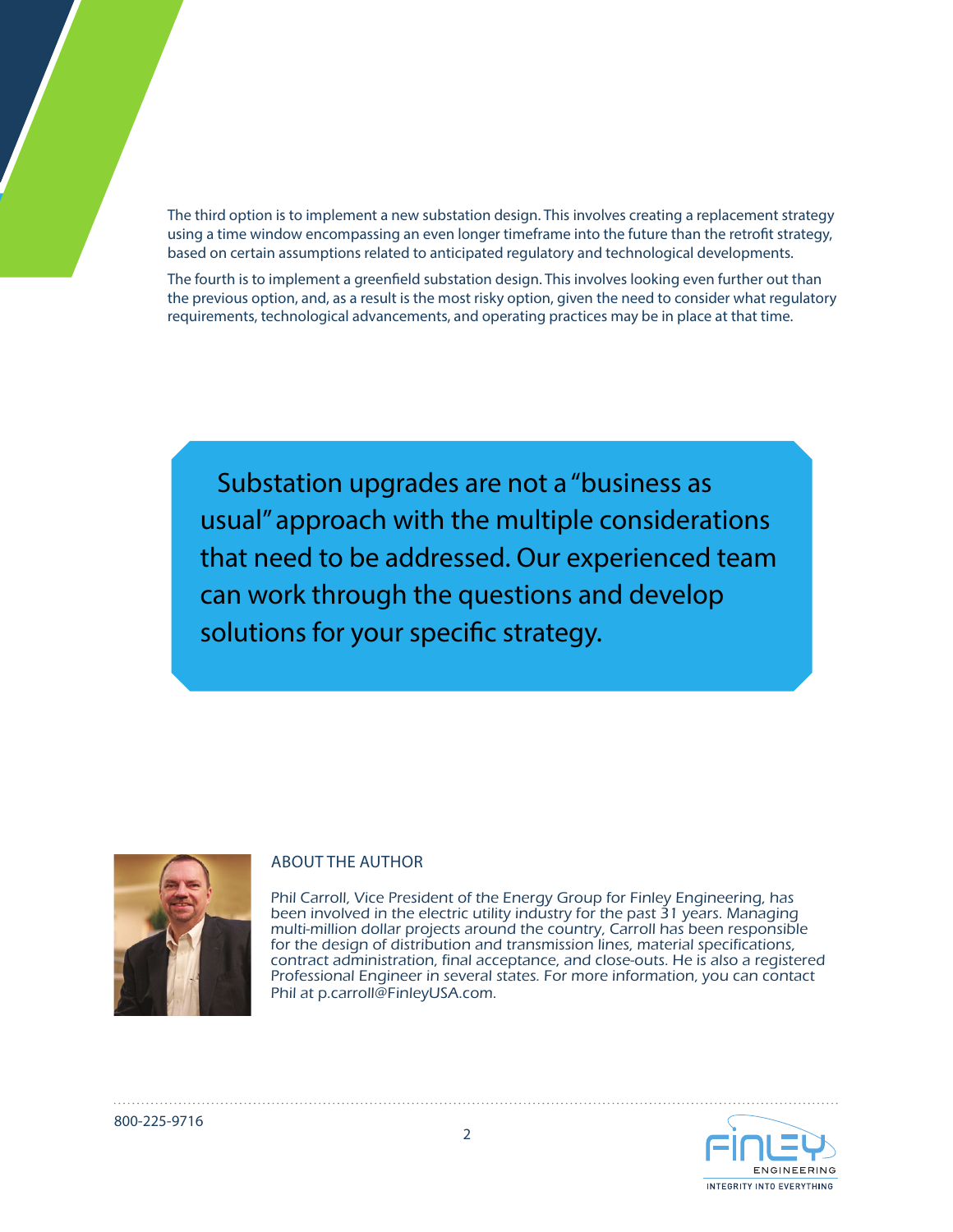The third option is to implement a new substation design. This involves creating a replacement strategy using a time window encompassing an even longer timeframe into the future than the retrofit strategy, based on certain assumptions related to anticipated regulatory and technological developments.

The fourth is to implement a greenfield substation design. This involves looking even further out than the previous option, and, as a result is the most risky option, given the need to consider what regulatory requirements, technological advancements, and operating practices may be in place at that time.

> Substation upgrades are not a "business as usual" approach with the multiple considerations that need to be addressed. Our experienced team can work through the questions and develop solutions for your specific strategy.

## ABOUT THE AUTHOR

Phil Carroll, Vice President of the Energy Group for Finley Engineering, has been involved in the electric utility industry for the past 31 years. Managing multi-million dollar projects around the country, Carroll has been responsible for the design of distribution and transmission lines, material specifications, contract administration, final acceptance, and close-outs. He is also a registered Professional Engineer in several states. For more information, you can contact Phil at p.carroll@FinleyUSA.com.

800-225-9716

FINLEY ENGINEERING
INTEGRITY INTO EVERYTHING